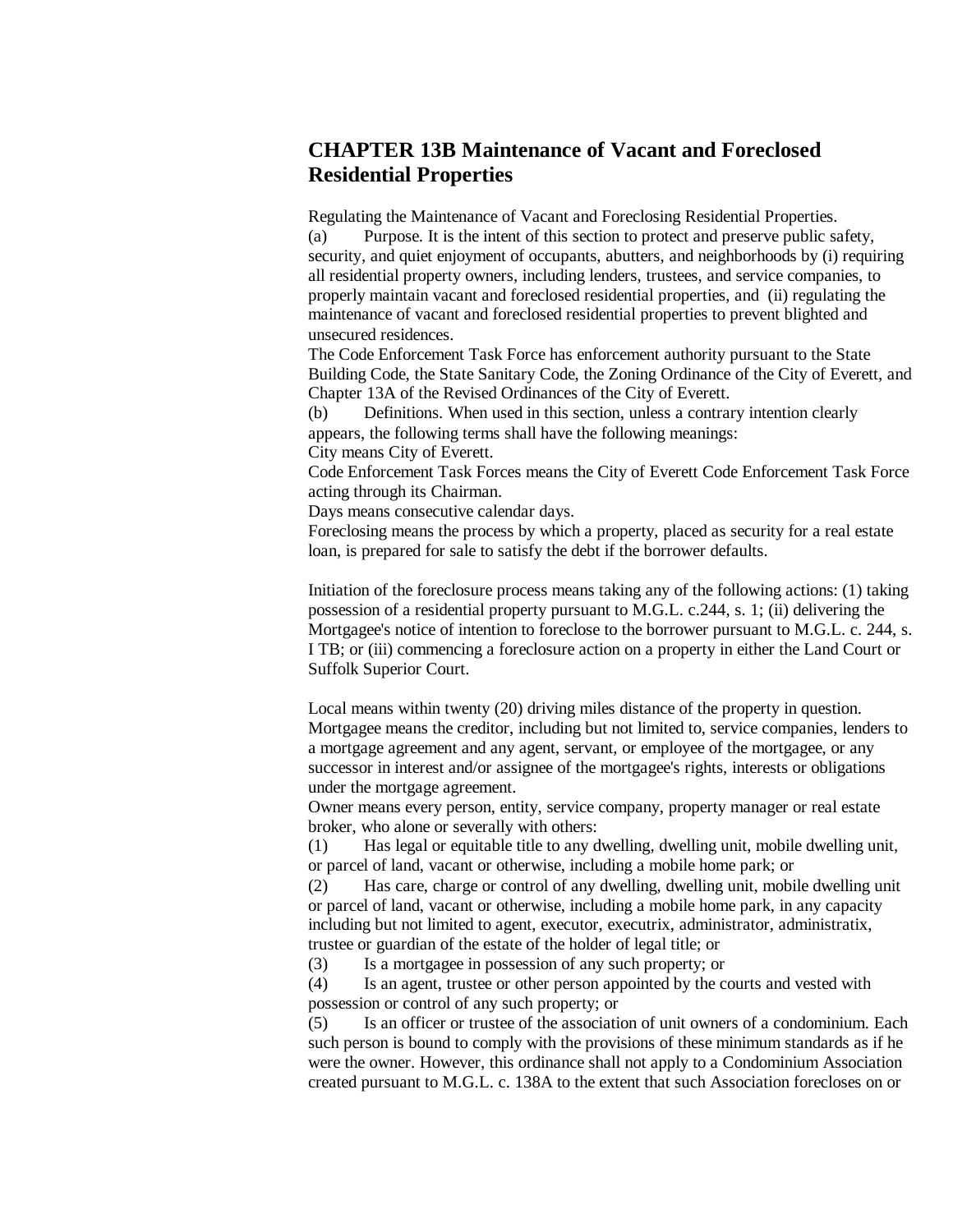# CHAPTER 13B Maintenance of Vacant and Foreclosed Residential Properties

Regulating the Maintenance of Vacant and Foreclosing Residential Properties.

(a) Purpose. It is the intent of this section to protect and preserve public safety, security, and quiet enjoyment of occupants, abutters, and neighborhoods by (i) requiring all residential property owners, including lenders, trustees, and service companies, to properly maintain vacant and foreclosed residential properties, and (ii) regulating the maintenance of vacant and foreclosed residential properties to prevent blighted and unsecured residences.

The Code Enforcement Task Force has enforcement authority pursuant to the State Building Code, the State Sanitary Code, the Zoning Ordinance of the City of Everett, and Chapter 13A of the Revised Ordinances of the City of Everett.

(b) Definitions. When used in this section, unless a contrary intention clearly appears, the following terms shall have the following meanings:

City means City of Everett.

Code Enforcement Task Forces means the City of Everett Code Enforcement Task Force acting through its Chairman.

Days means consecutive calendar days.

Foreclosing means the process by which a property, placed as security for a real estate loan, is prepared for sale to satisfy the debt if the borrower defaults.

Initiation of the foreclosure process means taking any of the following actions: (1) taking possession of a residential property pursuant to M.G.L. c.244, s. 1; (ii) delivering the Mortgagee's notice of intention to foreclose to the borrower pursuant to M.G.L. c. 244, s. I TB; or (iii) commencing a foreclosure action on a property in either the Land Court or Suffolk Superior Court.

Local means within twenty (20) driving miles distance of the property in question.

Mortgagee means the creditor, including but not limited to, service companies, lenders to a mortgage agreement and any agent, servant, or employee of the mortgagee, or any successor in interest and/or assignee of the mortgagee's rights, interests or obligations under the mortgage agreement.

Owner means every person, entity, service company, property manager or real estate broker, who alone or severally with others:

(1) Has legal or equitable title to any dwelling, dwelling unit, mobile dwelling unit, or parcel of land, vacant or otherwise, including a mobile home park; or

(2) Has care, charge or control of any dwelling, dwelling unit, mobile dwelling unit or parcel of land, vacant or otherwise, including a mobile home park, in any capacity including but not limited to agent, executor, executrix, administrator, administratrix, trustee or guardian of the estate of the holder of legal title; or

(3) Is a mortgagee in possession of any such property; or

(4) Is an agent, trustee or other person appointed by the courts and vested with possession or control of any such property; or

(5) Is an officer or trustee of the association of unit owners of a condominium. Each such person is bound to comply with the provisions of these minimum standards as if he were the owner. However, this ordinance shall not apply to a Condominium Association created pursuant to M.G.L. c. 138A to the extent that such Association forecloses on or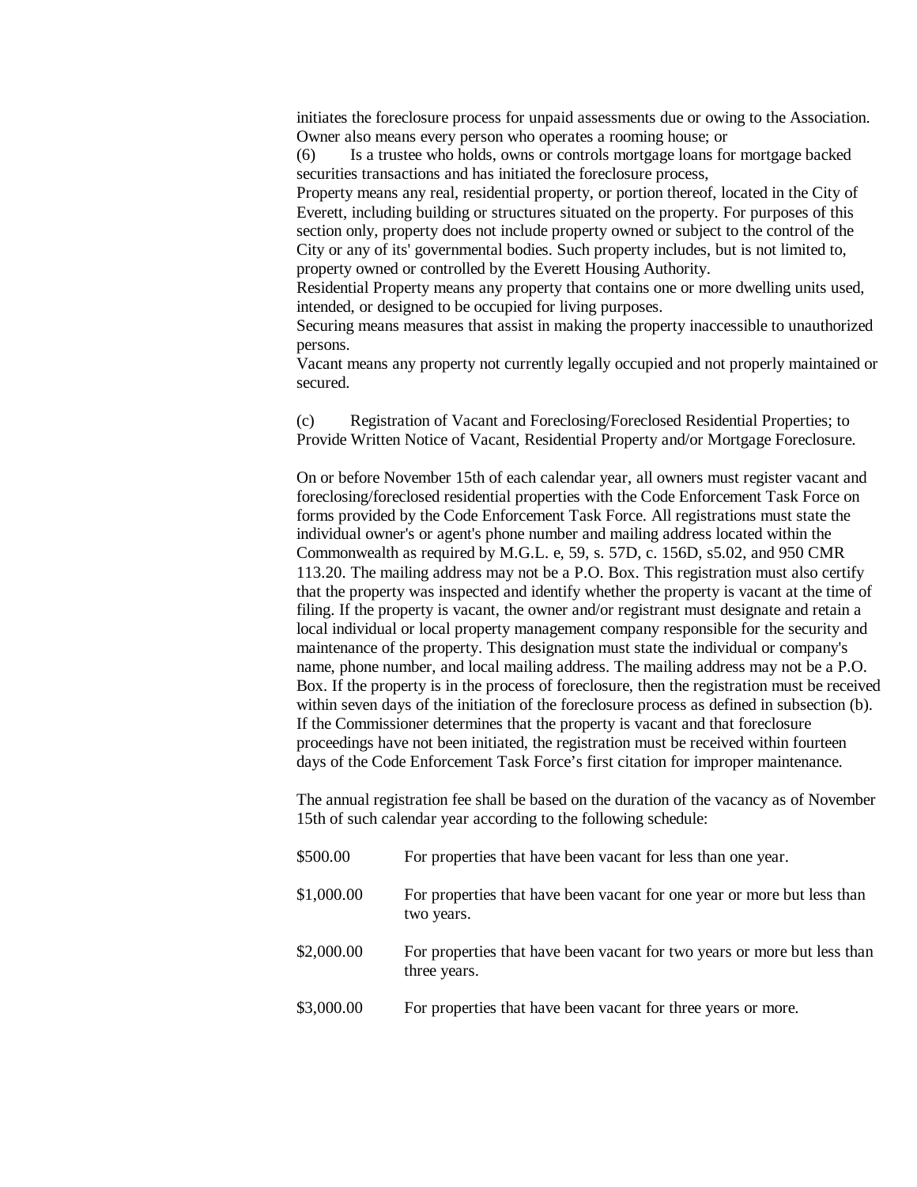initiates the foreclosure process for unpaid assessments due or owing to the Association. Owner also means every person who operates a rooming house; or

(6) Is a trustee who holds, owns or controls mortgage loans for mortgage backed securities transactions and has initiated the foreclosure process,

Property means any real, residential property, or portion thereof, located in the City of Everett, including building or structures situated on the property. For purposes of this section only, property does not include property owned or subject to the control of the City or any of its' governmental bodies. Such property includes, but is not limited to, property owned or controlled by the Everett Housing Authority.

Residential Property means any property that contains one or more dwelling units used, intended, or designed to be occupied for living purposes.

Securing means measures that assist in making the property inaccessible to unauthorized persons.

Vacant means any property not currently legally occupied and not properly maintained or secured.

(c) Registration of Vacant and Foreclosing/Foreclosed Residential Properties; to Provide Written Notice of Vacant, Residential Property and/or Mortgage Foreclosure.

On or before November 15th of each calendar year, all owners must register vacant and foreclosing/foreclosed residential properties with the Code Enforcement Task Force on forms provided by the Code Enforcement Task Force. All registrations must state the individual owner's or agent's phone number and mailing address located within the Commonwealth as required by M.G.L. e, 59, s. 57D, c. 156D, s5.02, and 950 CMR 113.20. The mailing address may not be a P.O. Box. This registration must also certify that the property was inspected and identify whether the property is vacant at the time of filing. If the property is vacant, the owner and/or registrant must designate and retain a local individual or local property management company responsible for the security and maintenance of the property. This designation must state the individual or company's name, phone number, and local mailing address. The mailing address may not be a P.O. Box. If the property is in the process of foreclosure, then the registration must be received within seven days of the initiation of the foreclosure process as defined in subsection (b). If the Commissioner determines that the property is vacant and that foreclosure proceedings have not been initiated, the registration must be received within fourteen days of the Code Enforcement Task Force's first citation for improper maintenance.

The annual registration fee shall be based on the duration of the vacancy as of November 15th of such calendar year according to the following schedule:

| | |
|---|---|
| \$500.00 | For properties that have been vacant for less than one year. |
| \$1,000.00 | For properties that have been vacant for one year or more but less than two years. |
| \$2,000.00 | For properties that have been vacant for two years or more but less than three years. |
| \$3,000.00 | For properties that have been vacant for three years or more. |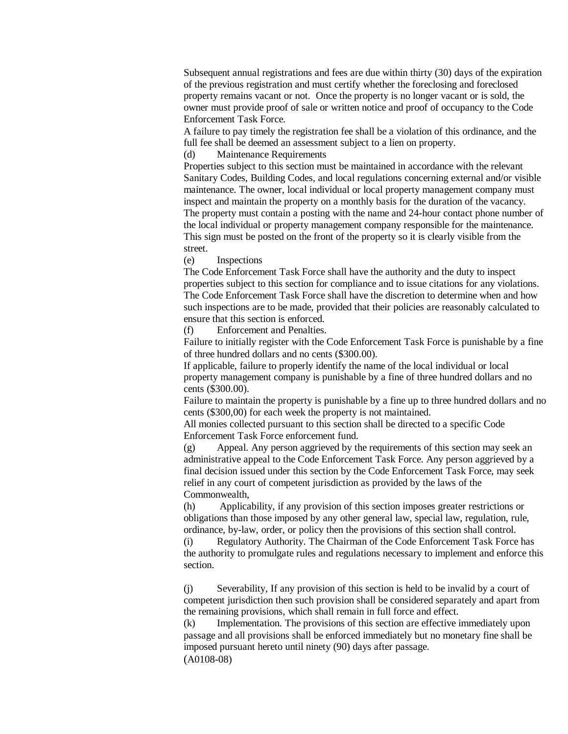Subsequent annual registrations and fees are due within thirty (30) days of the expiration of the previous registration and must certify whether the foreclosing and foreclosed property remains vacant or not. Once the property is no longer vacant or is sold, the owner must provide proof of sale or written notice and proof of occupancy to the Code Enforcement Task Force.

A failure to pay timely the registration fee shall be a violation of this ordinance, and the full fee shall be deemed an assessment subject to a lien on property.

(d) Maintenance Requirements

Properties subject to this section must be maintained in accordance with the relevant Sanitary Codes, Building Codes, and local regulations concerning external and/or visible maintenance. The owner, local individual or local property management company must inspect and maintain the property on a monthly basis for the duration of the vacancy. The property must contain a posting with the name and 24-hour contact phone number of the local individual or property management company responsible for the maintenance. This sign must be posted on the front of the property so it is clearly visible from the street.

(e) Inspections

The Code Enforcement Task Force shall have the authority and the duty to inspect properties subject to this section for compliance and to issue citations for any violations. The Code Enforcement Task Force shall have the discretion to determine when and how such inspections are to be made, provided that their policies are reasonably calculated to ensure that this section is enforced.

(f) Enforcement and Penalties.

Failure to initially register with the Code Enforcement Task Force is punishable by a fine of three hundred dollars and no cents ($300.00).

If applicable, failure to properly identify the name of the local individual or local property management company is punishable by a fine of three hundred dollars and no cents ($300.00).

Failure to maintain the property is punishable by a fine up to three hundred dollars and no cents ($300,00) for each week the property is not maintained.

All monies collected pursuant to this section shall be directed to a specific Code Enforcement Task Force enforcement fund.

(g) Appeal. Any person aggrieved by the requirements of this section may seek an administrative appeal to the Code Enforcement Task Force. Any person aggrieved by a final decision issued under this section by the Code Enforcement Task Force, may seek relief in any court of competent jurisdiction as provided by the laws of the Commonwealth,

(h) Applicability, if any provision of this section imposes greater restrictions or obligations than those imposed by any other general law, special law, regulation, rule, ordinance, by-law, order, or policy then the provisions of this section shall control.

(i) Regulatory Authority. The Chairman of the Code Enforcement Task Force has the authority to promulgate rules and regulations necessary to implement and enforce this section.

(j) Severability, If any provision of this section is held to be invalid by a court of competent jurisdiction then such provision shall be considered separately and apart from the remaining provisions, which shall remain in full force and effect.

(k) Implementation. The provisions of this section are effective immediately upon passage and all provisions shall be enforced immediately but no monetary fine shall be imposed pursuant hereto until ninety (90) days after passage.

(A0108-08)